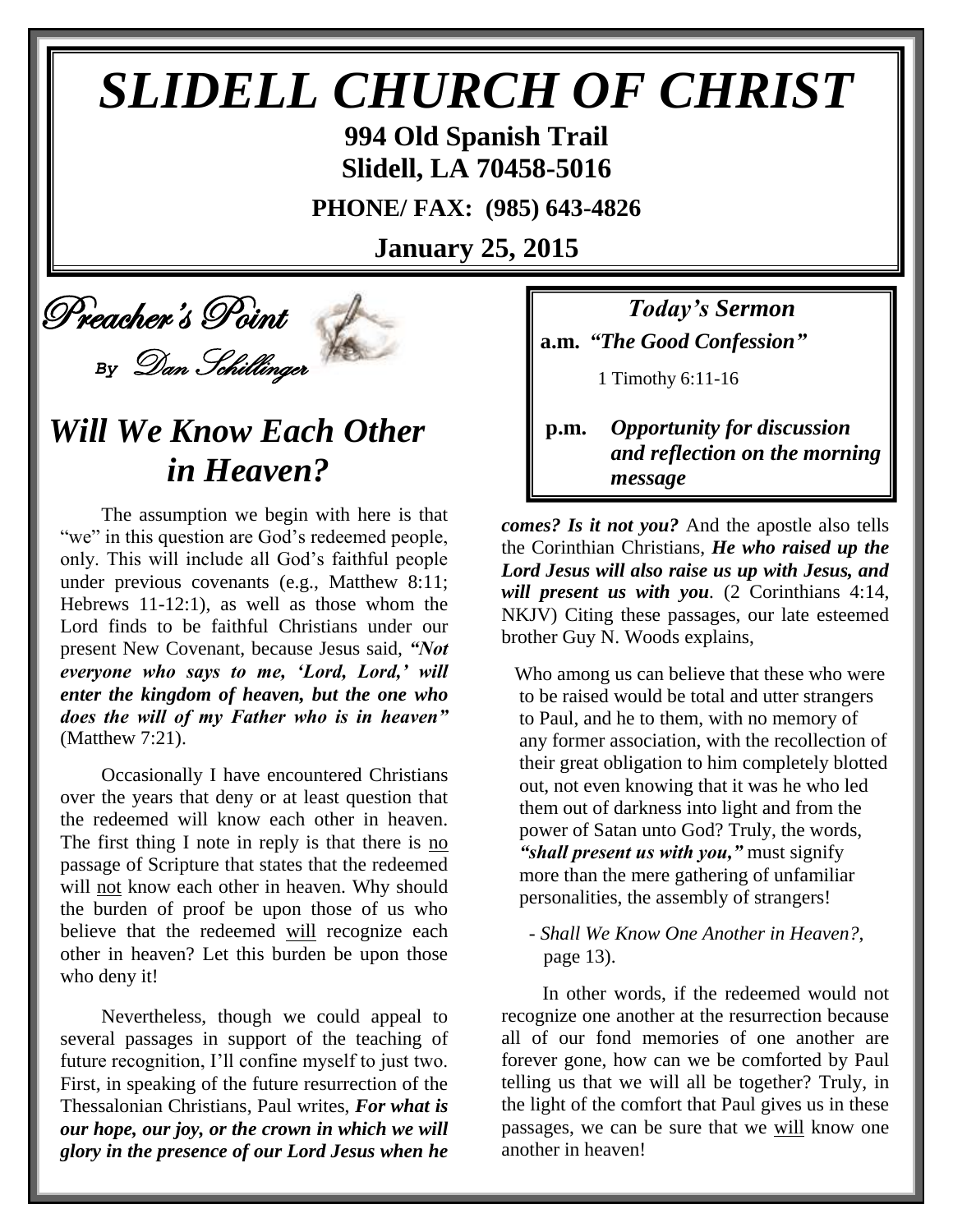# SLIDELL CHURCH OF CHRIST

**994 Old Spanish Trail**
**Slidell, LA 70458-5016**

**PHONE/ FAX: (985) 643-4826**

**January 25, 2015**

## *Today's Sermon*

**a.m.** ***"The Good Confession"***

1 Timothy 6:11-16

**p.m.** ***Opportunity for discussion and reflection on the morning message***

## Preacher's Point

*By* Dan Schillinger

## *Will We Know Each Other in Heaven?*

The assumption we begin with here is that "we" in this question are God's redeemed people, only. This will include all God's faithful people under previous covenants (e.g., Matthew 8:11; Hebrews 11-12:1), as well as those whom the Lord finds to be faithful Christians under our present New Covenant, because Jesus said, ***"Not everyone who says to me, 'Lord, Lord,' will enter the kingdom of heaven, but the one who does the will of my Father who is in heaven"*** (Matthew 7:21).

Occasionally I have encountered Christians over the years that deny or at least question that the redeemed will know each other in heaven. The first thing I note in reply is that there is <u>no</u> passage of Scripture that states that the redeemed will <u>not</u> know each other in heaven. Why should the burden of proof be upon those of us who believe that the redeemed <u>will</u> recognize each other in heaven? Let this burden be upon those who deny it!

Nevertheless, though we could appeal to several passages in support of the teaching of future recognition, I'll confine myself to just two. First, in speaking of the future resurrection of the Thessalonian Christians, Paul writes, ***For what is our hope, our joy, or the crown in which we will glory in the presence of our Lord Jesus when he comes? Is it not you?*** And the apostle also tells the Corinthian Christians, ***He who raised up the Lord Jesus will also raise us up with Jesus, and will present us with you***. (2 Corinthians 4:14, NKJV) Citing these passages, our late esteemed brother Guy N. Woods explains,

> Who among us can believe that these who were to be raised would be total and utter strangers to Paul, and he to them, with no memory of any former association, with the recollection of their great obligation to him completely blotted out, not even knowing that it was he who led them out of darkness into light and from the power of Satan unto God? Truly, the words, ***"shall present us with you,"*** must signify more than the mere gathering of unfamiliar personalities, the assembly of strangers!
>
> \- *Shall We Know One Another in Heaven?*, page 13).

In other words, if the redeemed would not recognize one another at the resurrection because all of our fond memories of one another are forever gone, how can we be comforted by Paul telling us that we will all be together? Truly, in the light of the comfort that Paul gives us in these passages, we can be sure that we <u>will</u> know one another in heaven!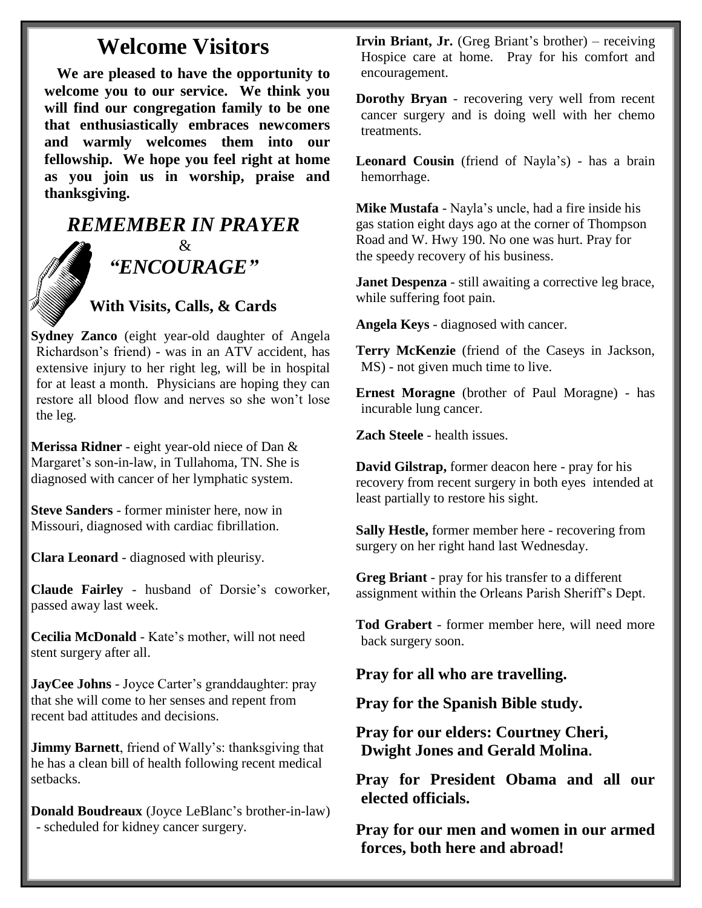# Welcome Visitors

**We are pleased to have the opportunity to welcome you to our service. We think you will find our congregation family to be one that enthusiastically embraces newcomers and warmly welcomes them into our fellowship. We hope you feel right at home as you join us in worship, praise and thanksgiving.**

## *REMEMBER IN PRAYER* & *"ENCOURAGE"*

### With Visits, Calls, & Cards

**Sydney Zanco** (eight year-old daughter of Angela Richardson's friend) - was in an ATV accident, has extensive injury to her right leg, will be in hospital for at least a month. Physicians are hoping they can restore all blood flow and nerves so she won't lose the leg.

**Merissa Ridner** - eight year-old niece of Dan & Margaret's son-in-law, in Tullahoma, TN. She is diagnosed with cancer of her lymphatic system.

**Steve Sanders** - former minister here, now in Missouri, diagnosed with cardiac fibrillation.

**Clara Leonard** - diagnosed with pleurisy.

**Claude Fairley** - husband of Dorsie's coworker, passed away last week.

**Cecilia McDonald** - Kate's mother, will not need stent surgery after all.

**JayCee Johns** - Joyce Carter's granddaughter: pray that she will come to her senses and repent from recent bad attitudes and decisions.

**Jimmy Barnett**, friend of Wally's: thanksgiving that he has a clean bill of health following recent medical setbacks.

**Donald Boudreaux** (Joyce LeBlanc's brother-in-law) - scheduled for kidney cancer surgery.

**Irvin Briant, Jr.** (Greg Briant's brother) – receiving Hospice care at home. Pray for his comfort and encouragement.

**Dorothy Bryan** - recovering very well from recent cancer surgery and is doing well with her chemo treatments.

**Leonard Cousin** (friend of Nayla's) - has a brain hemorrhage.

**Mike Mustafa** - Nayla's uncle, had a fire inside his gas station eight days ago at the corner of Thompson Road and W. Hwy 190. No one was hurt. Pray for the speedy recovery of his business.

**Janet Despenza** - still awaiting a corrective leg brace, while suffering foot pain.

**Angela Keys** - diagnosed with cancer.

**Terry McKenzie** (friend of the Caseys in Jackson, MS) - not given much time to live.

**Ernest Moragne** (brother of Paul Moragne) - has incurable lung cancer.

**Zach Steele** - health issues.

**David Gilstrap,** former deacon here - pray for his recovery from recent surgery in both eyes intended at least partially to restore his sight.

**Sally Hestle,** former member here - recovering from surgery on her right hand last Wednesday.

**Greg Briant** - pray for his transfer to a different assignment within the Orleans Parish Sheriff's Dept.

**Tod Grabert** - former member here, will need more back surgery soon.

**Pray for all who are travelling.**

**Pray for the Spanish Bible study.**

**Pray for our elders: Courtney Cheri, Dwight Jones and Gerald Molina.**

**Pray for President Obama and all our elected officials.**

**Pray for our men and women in our armed forces, both here and abroad!**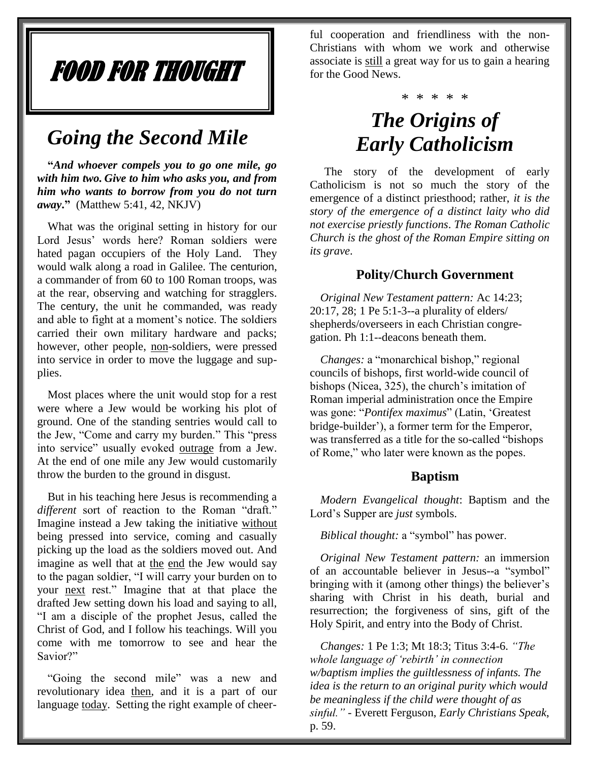# FOOD FOR THOUGHT

## *Going the Second Mile*

**"*And whoever compels you to go one mile, go with him two. Give to him who asks you, and from him who wants to borrow from you do not turn away*."** (Matthew 5:41, 42, NKJV)

What was the original setting in history for our Lord Jesus' words here? Roman soldiers were hated pagan occupiers of the Holy Land. They would walk along a road in Galilee. The centurion, a commander of from 60 to 100 Roman troops, was at the rear, observing and watching for stragglers. The century, the unit he commanded, was ready and able to fight at a moment's notice. The soldiers carried their own military hardware and packs; however, other people, non-soldiers, were pressed into service in order to move the luggage and supplies.

Most places where the unit would stop for a rest were where a Jew would be working his plot of ground. One of the standing sentries would call to the Jew, "Come and carry my burden." This "press into service" usually evoked outrage from a Jew. At the end of one mile any Jew would customarily throw the burden to the ground in disgust.

But in his teaching here Jesus is recommending a *different* sort of reaction to the Roman "draft." Imagine instead a Jew taking the initiative without being pressed into service, coming and casually picking up the load as the soldiers moved out. And imagine as well that at the end the Jew would say to the pagan soldier, "I will carry your burden on to your next rest." Imagine that at that place the drafted Jew setting down his load and saying to all, "I am a disciple of the prophet Jesus, called the Christ of God, and I follow his teachings. Will you come with me tomorrow to see and hear the Savior?"

"Going the second mile" was a new and revolutionary idea then, and it is a part of our language today. Setting the right example of cheerful cooperation and friendliness with the non-Christians with whom we work and otherwise associate is still a great way for us to gain a hearing for the Good News.

\* \* \* \* \*

## *The Origins of Early Catholicism*

The story of the development of early Catholicism is not so much the story of the emergence of a distinct priesthood; rather, *it is the story of the emergence of a distinct laity who did not exercise priestly functions*. *The Roman Catholic Church is the ghost of the Roman Empire sitting on its grave*.

### Polity/Church Government

*Original New Testament pattern:* Ac 14:23; 20:17, 28; 1 Pe 5:1-3--a plurality of elders/ shepherds/overseers in each Christian congregation. Ph 1:1--deacons beneath them.

*Changes:* a "monarchical bishop," regional councils of bishops, first world-wide council of bishops (Nicea, 325), the church's imitation of Roman imperial administration once the Empire was gone: "*Pontifex maximus*" (Latin, 'Greatest bridge-builder'), a former term for the Emperor, was transferred as a title for the so-called "bishops of Rome," who later were known as the popes.

### Baptism

*Modern Evangelical thought*: Baptism and the Lord's Supper are *just* symbols.

*Biblical thought:* a "symbol" has power.

*Original New Testament pattern:* an immersion of an accountable believer in Jesus--a "symbol" bringing with it (among other things) the believer's sharing with Christ in his death, burial and resurrection; the forgiveness of sins, gift of the Holy Spirit, and entry into the Body of Christ.

*Changes:* 1 Pe 1:3; Mt 18:3; Titus 3:4-6. *"The whole language of 'rebirth' in connection w/baptism implies the guiltlessness of infants. The idea is the return to an original purity which would be meaningless if the child were thought of as sinful."* - Everett Ferguson, *Early Christians Speak*, p. 59.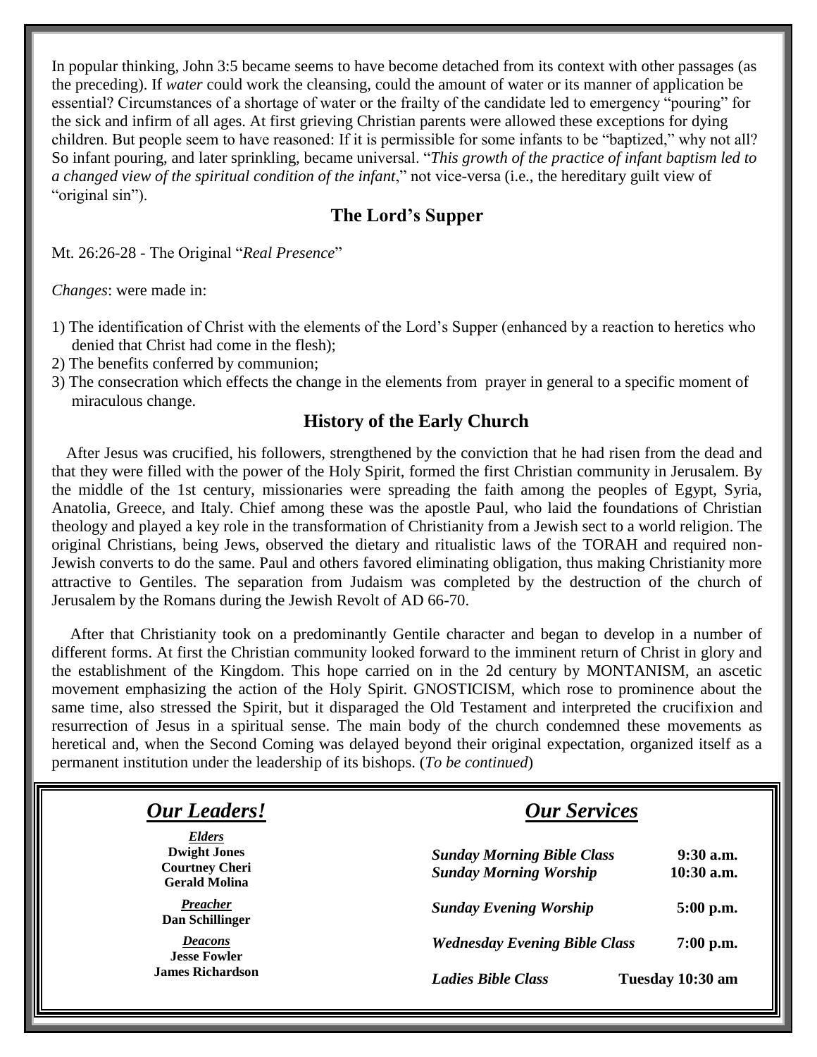In popular thinking, John 3:5 became seems to have become detached from its context with other passages (as the preceding). If *water* could work the cleansing, could the amount of water or its manner of application be essential? Circumstances of a shortage of water or the frailty of the candidate led to emergency "pouring" for the sick and infirm of all ages. At first grieving Christian parents were allowed these exceptions for dying children. But people seem to have reasoned: If it is permissible for some infants to be "baptized," why not all? So infant pouring, and later sprinkling, became universal. "*This growth of the practice of infant baptism led to a changed view of the spiritual condition of the infant*," not vice-versa (i.e., the hereditary guilt view of "original sin").

## The Lord's Supper

Mt. 26:26-28 - The Original "*Real Presence*"

*Changes*: were made in:

1) The identification of Christ with the elements of the Lord's Supper (enhanced by a reaction to heretics who denied that Christ had come in the flesh);
2) The benefits conferred by communion;
3) The consecration which effects the change in the elements from prayer in general to a specific moment of miraculous change.

## History of the Early Church

After Jesus was crucified, his followers, strengthened by the conviction that he had risen from the dead and that they were filled with the power of the Holy Spirit, formed the first Christian community in Jerusalem. By the middle of the 1st century, missionaries were spreading the faith among the peoples of Egypt, Syria, Anatolia, Greece, and Italy. Chief among these was the apostle Paul, who laid the foundations of Christian theology and played a key role in the transformation of Christianity from a Jewish sect to a world religion. The original Christians, being Jews, observed the dietary and ritualistic laws of the TORAH and required non-Jewish converts to do the same. Paul and others favored eliminating obligation, thus making Christianity more attractive to Gentiles. The separation from Judaism was completed by the destruction of the church of Jerusalem by the Romans during the Jewish Revolt of AD 66-70.

After that Christianity took on a predominantly Gentile character and began to develop in a number of different forms. At first the Christian community looked forward to the imminent return of Christ in glory and the establishment of the Kingdom. This hope carried on in the 2d century by MONTANISM, an ascetic movement emphasizing the action of the Holy Spirit. GNOSTICISM, which rose to prominence about the same time, also stressed the Spirit, but it disparaged the Old Testament and interpreted the crucifixion and resurrection of Jesus in a spiritual sense. The main body of the church condemned these movements as heretical and, when the Second Coming was delayed beyond their original expectation, organized itself as a permanent institution under the leadership of its bishops. (*To be continued*)

## *Our Leaders!*

***Elders***
**Dwight Jones**
**Courtney Cheri**
**Gerald Molina**

***Preacher***
**Dan Schillinger**

***Deacons***
**Jesse Fowler**
**James Richardson**

## *Our Services*

| | |
|---|---|
| ***Sunday Morning Bible Class*** | **9:30 a.m.** |
| ***Sunday Morning Worship*** | **10:30 a.m.** |
| ***Sunday Evening Worship*** | **5:00 p.m.** |
| ***Wednesday Evening Bible Class*** | **7:00 p.m.** |
| ***Ladies Bible Class*** | **Tuesday 10:30 am** |